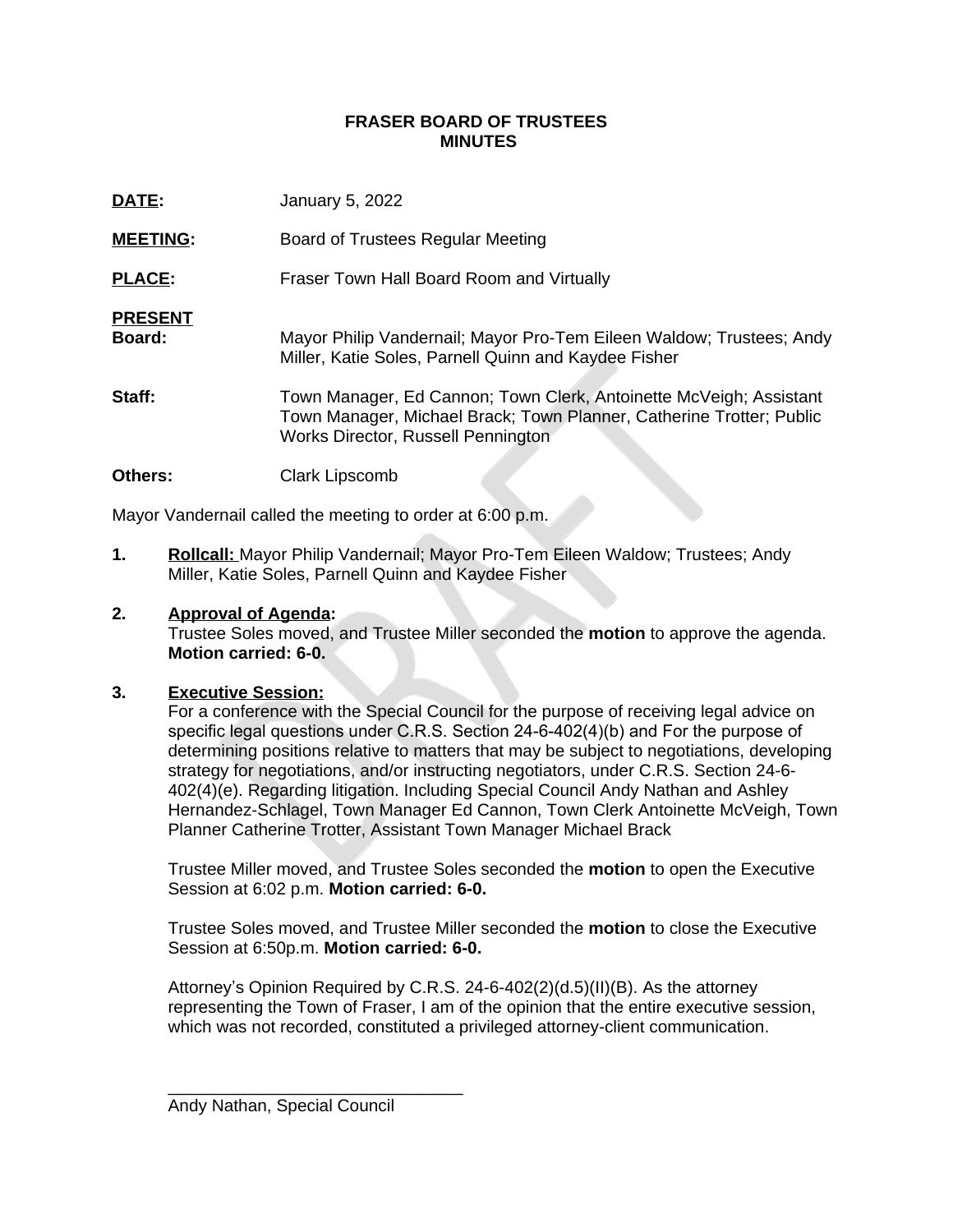**FRASER BOARD OF TRUSTEES**
**MINUTES**

**DATE:** January 5, 2022

**MEETING:** Board of Trustees Regular Meeting

**PLACE:** Fraser Town Hall Board Room and Virtually

**PRESENT**

**Board:** Mayor Philip Vandernail; Mayor Pro-Tem Eileen Waldow; Trustees; Andy Miller, Katie Soles, Parnell Quinn and Kaydee Fisher

**Staff:** Town Manager, Ed Cannon; Town Clerk, Antoinette McVeigh; Assistant Town Manager, Michael Brack; Town Planner, Catherine Trotter; Public Works Director, Russell Pennington

**Others:** Clark Lipscomb

Mayor Vandernail called the meeting to order at 6:00 p.m.

1. **Rollcall:** Mayor Philip Vandernail; Mayor Pro-Tem Eileen Waldow; Trustees; Andy Miller, Katie Soles, Parnell Quinn and Kaydee Fisher

2. **Approval of Agenda:**
   Trustee Soles moved, and Trustee Miller seconded the **motion** to approve the agenda. **Motion carried: 6-0.**

3. **Executive Session:**
   For a conference with the Special Council for the purpose of receiving legal advice on specific legal questions under C.R.S. Section 24-6-402(4)(b) and For the purpose of determining positions relative to matters that may be subject to negotiations, developing strategy for negotiations, and/or instructing negotiators, under C.R.S. Section 24-6-402(4)(e). Regarding litigation. Including Special Council Andy Nathan and Ashley Hernandez-Schlagel, Town Manager Ed Cannon, Town Clerk Antoinette McVeigh, Town Planner Catherine Trotter, Assistant Town Manager Michael Brack

   Trustee Miller moved, and Trustee Soles seconded the **motion** to open the Executive Session at 6:02 p.m. **Motion carried: 6-0.**

   Trustee Soles moved, and Trustee Miller seconded the **motion** to close the Executive Session at 6:50p.m. **Motion carried: 6-0.**

   Attorney's Opinion Required by C.R.S. 24-6-402(2)(d.5)(II)(B). As the attorney representing the Town of Fraser, I am of the opinion that the entire executive session, which was not recorded, constituted a privileged attorney-client communication.

   \_\_\_\_\_\_\_\_\_\_\_\_\_\_\_\_\_\_\_\_\_\_\_\_\_\_\_\_\_\_\_\_
   Andy Nathan, Special Council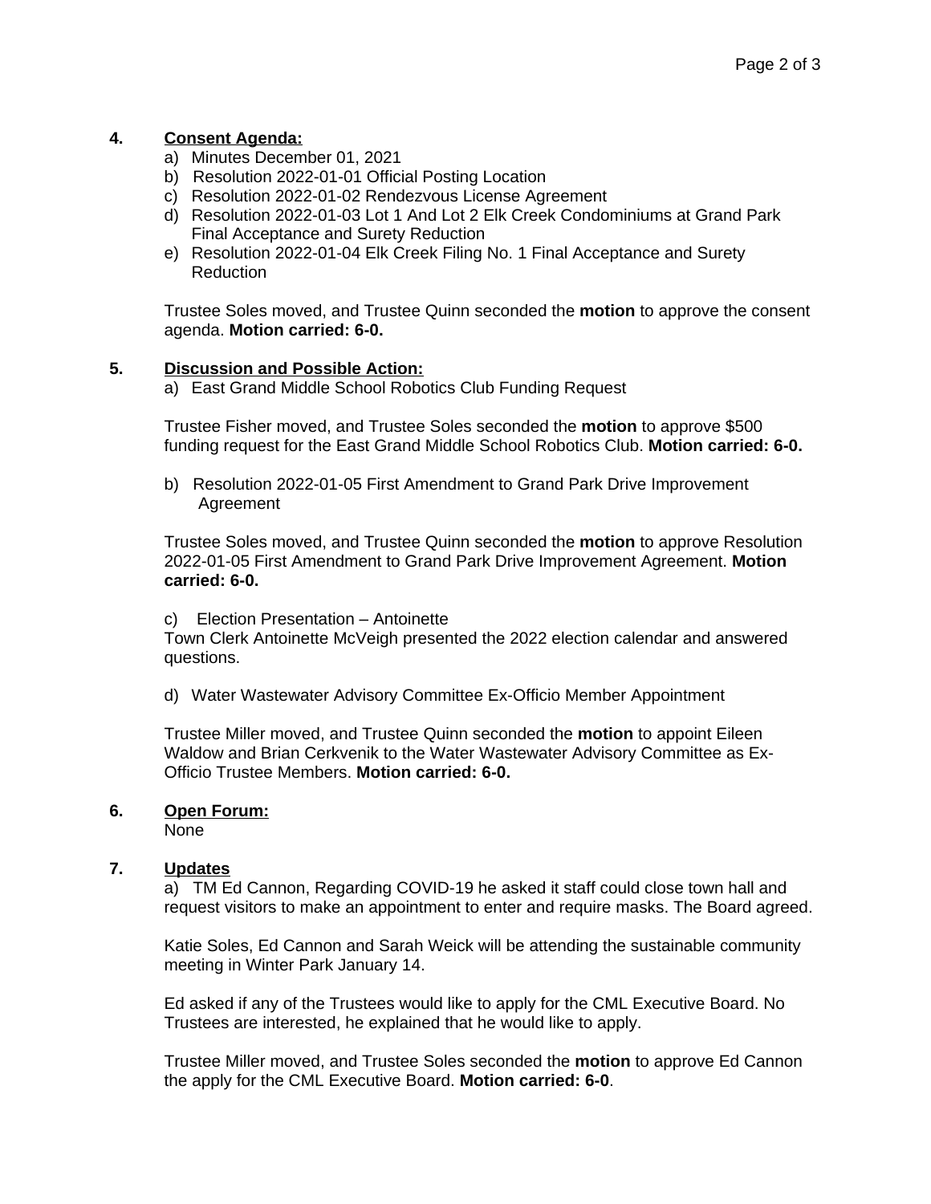**4. Consent Agenda:**

a) Minutes December 01, 2021
b) Resolution 2022-01-01 Official Posting Location
c) Resolution 2022-01-02 Rendezvous License Agreement
d) Resolution 2022-01-03 Lot 1 And Lot 2 Elk Creek Condominiums at Grand Park Final Acceptance and Surety Reduction
e) Resolution 2022-01-04 Elk Creek Filing No. 1 Final Acceptance and Surety Reduction

Trustee Soles moved, and Trustee Quinn seconded the **motion** to approve the consent agenda. **Motion carried: 6-0.**

**5. Discussion and Possible Action:**

a) East Grand Middle School Robotics Club Funding Request

Trustee Fisher moved, and Trustee Soles seconded the **motion** to approve $500 funding request for the East Grand Middle School Robotics Club. **Motion carried: 6-0.**

b) Resolution 2022-01-05 First Amendment to Grand Park Drive Improvement Agreement

Trustee Soles moved, and Trustee Quinn seconded the **motion** to approve Resolution 2022-01-05 First Amendment to Grand Park Drive Improvement Agreement. **Motion carried: 6-0.**

c) Election Presentation – Antoinette
Town Clerk Antoinette McVeigh presented the 2022 election calendar and answered questions.

d) Water Wastewater Advisory Committee Ex-Officio Member Appointment

Trustee Miller moved, and Trustee Quinn seconded the **motion** to appoint Eileen Waldow and Brian Cerkvenik to the Water Wastewater Advisory Committee as Ex-Officio Trustee Members. **Motion carried: 6-0.**

**6. Open Forum:**

None

**7. Updates**

a) TM Ed Cannon, Regarding COVID-19 he asked it staff could close town hall and request visitors to make an appointment to enter and require masks. The Board agreed.

Katie Soles, Ed Cannon and Sarah Weick will be attending the sustainable community meeting in Winter Park January 14.

Ed asked if any of the Trustees would like to apply for the CML Executive Board. No Trustees are interested, he explained that he would like to apply.

Trustee Miller moved, and Trustee Soles seconded the **motion** to approve Ed Cannon the apply for the CML Executive Board. **Motion carried: 6-0**.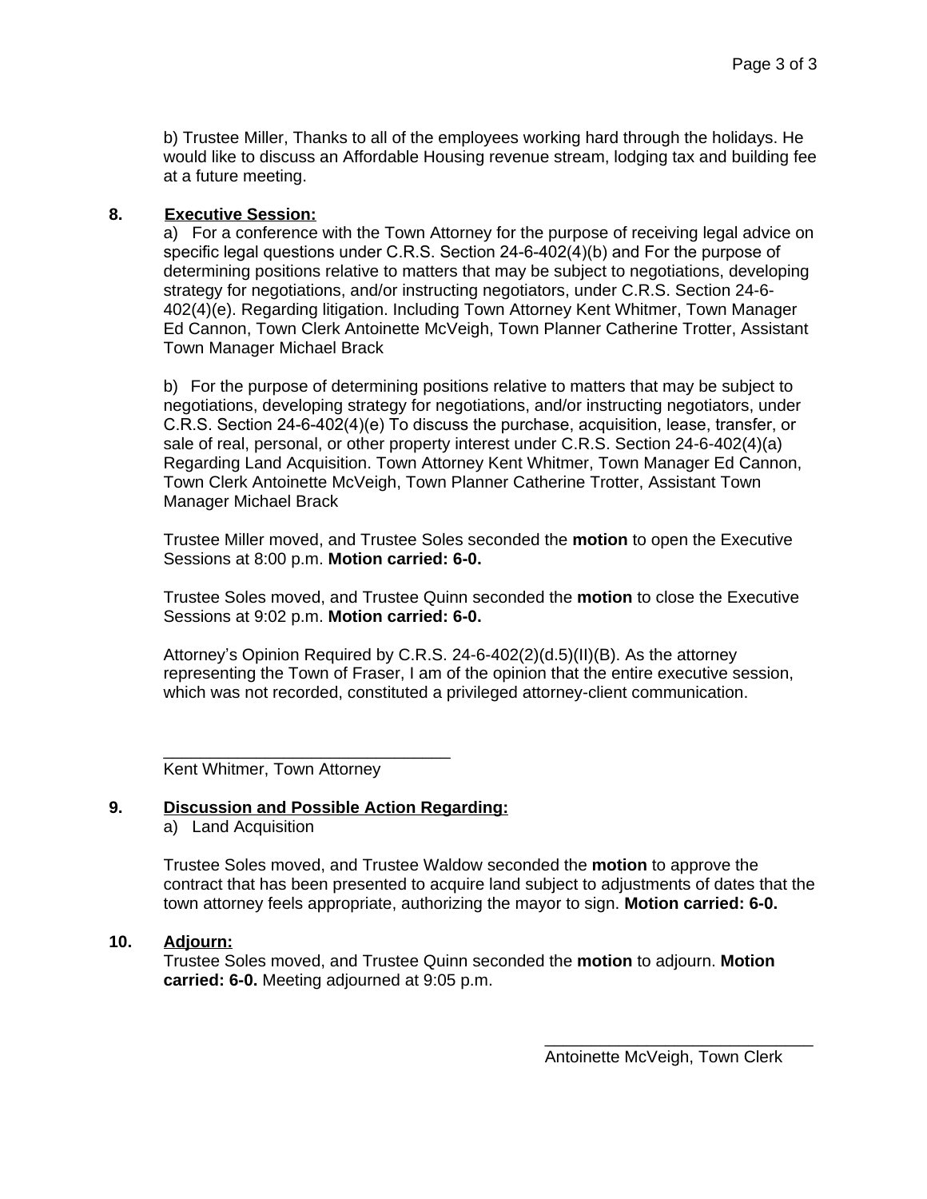b) Trustee Miller, Thanks to all of the employees working hard through the holidays. He would like to discuss an Affordable Housing revenue stream, lodging tax and building fee at a future meeting.

**8. Executive Session:**

a) For a conference with the Town Attorney for the purpose of receiving legal advice on specific legal questions under C.R.S. Section 24-6-402(4)(b) and For the purpose of determining positions relative to matters that may be subject to negotiations, developing strategy for negotiations, and/or instructing negotiators, under C.R.S. Section 24-6-402(4)(e). Regarding litigation. Including Town Attorney Kent Whitmer, Town Manager Ed Cannon, Town Clerk Antoinette McVeigh, Town Planner Catherine Trotter, Assistant Town Manager Michael Brack

b) For the purpose of determining positions relative to matters that may be subject to negotiations, developing strategy for negotiations, and/or instructing negotiators, under C.R.S. Section 24-6-402(4)(e) To discuss the purchase, acquisition, lease, transfer, or sale of real, personal, or other property interest under C.R.S. Section 24-6-402(4)(a) Regarding Land Acquisition. Town Attorney Kent Whitmer, Town Manager Ed Cannon, Town Clerk Antoinette McVeigh, Town Planner Catherine Trotter, Assistant Town Manager Michael Brack

Trustee Miller moved, and Trustee Soles seconded the **motion** to open the Executive Sessions at 8:00 p.m. **Motion carried: 6-0.**

Trustee Soles moved, and Trustee Quinn seconded the **motion** to close the Executive Sessions at 9:02 p.m. **Motion carried: 6-0.**

Attorney's Opinion Required by C.R.S. 24-6-402(2)(d.5)(II)(B). As the attorney representing the Town of Fraser, I am of the opinion that the entire executive session, which was not recorded, constituted a privileged attorney-client communication.

_______________________________
Kent Whitmer, Town Attorney

**9. Discussion and Possible Action Regarding:**

a) Land Acquisition

Trustee Soles moved, and Trustee Waldow seconded the **motion** to approve the contract that has been presented to acquire land subject to adjustments of dates that the town attorney feels appropriate, authorizing the mayor to sign. **Motion carried: 6-0.**

**10. Adjourn:**

Trustee Soles moved, and Trustee Quinn seconded the **motion** to adjourn. **Motion carried: 6-0.** Meeting adjourned at 9:05 p.m.

_______________________________
Antoinette McVeigh, Town Clerk